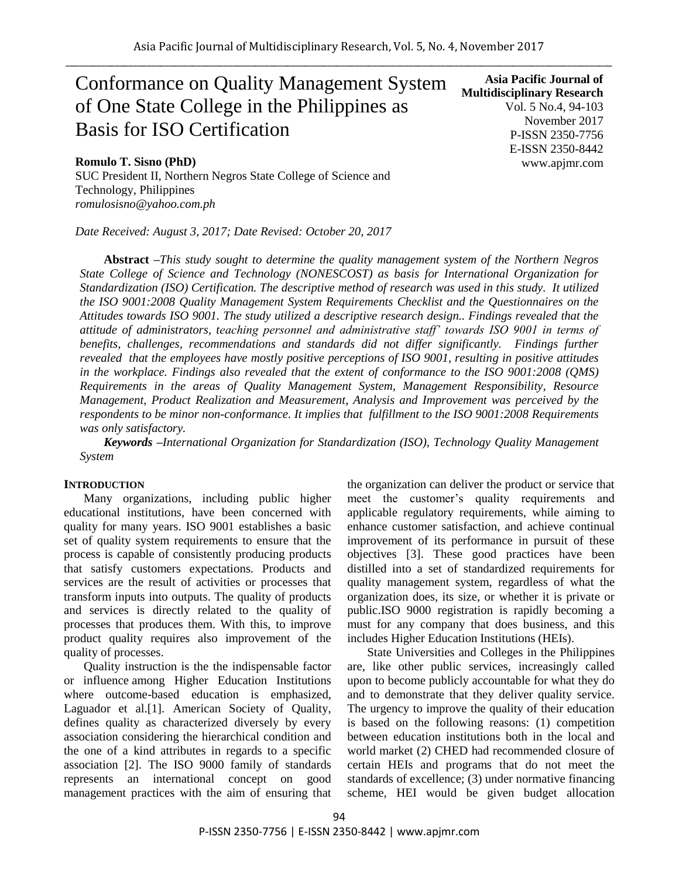# Conformance on Quality Management System of One State College in the Philippines as Basis for ISO Certification

**Asia Pacific Journal of Multidisciplinary Research**
Vol. 5 No.4, 94-103
November 2017
P-ISSN 2350-7756
E-ISSN 2350-8442
www.apjmr.com

**Romulo T. Sisno (PhD)**
SUC President II, Northern Negros State College of Science and Technology, Philippines
*romulosisno@yahoo.com.ph*

*Date Received: August 3, 2017; Date Revised: October 20, 2017*

**Abstract** –*This study sought to determine the quality management system of the Northern Negros State College of Science and Technology (NONESCOST) as basis for International Organization for Standardization (ISO) Certification. The descriptive method of research was used in this study. It utilized the ISO 9001:2008 Quality Management System Requirements Checklist and the Questionnaires on the Attitudes towards ISO 9001. The study utilized a descriptive research design.. Findings revealed that the attitude of administrators, teaching personnel and administrative staff' towards ISO 9001 in terms of benefits, challenges, recommendations and standards did not differ significantly. Findings further revealed that the employees have mostly positive perceptions of ISO 9001, resulting in positive attitudes in the workplace. Findings also revealed that the extent of conformance to the ISO 9001:2008 (QMS) Requirements in the areas of Quality Management System, Management Responsibility, Resource Management, Product Realization and Measurement, Analysis and Improvement was perceived by the respondents to be minor non-conformance. It implies that fulfillment to the ISO 9001:2008 Requirements was only satisfactory.*

***Keywords*** *–International Organization for Standardization (ISO), Technology Quality Management System*

## INTRODUCTION

Many organizations, including public higher educational institutions, have been concerned with quality for many years. ISO 9001 establishes a basic set of quality system requirements to ensure that the process is capable of consistently producing products that satisfy customers expectations. Products and services are the result of activities or processes that transform inputs into outputs. The quality of products and services is directly related to the quality of processes that produces them. With this, to improve product quality requires also improvement of the quality of processes.

Quality instruction is the the indispensable factor or influence among Higher Education Institutions where outcome-based education is emphasized, Laguador et al.[1]. American Society of Quality, defines quality as characterized diversely by every association considering the hierarchical condition and the one of a kind attributes in regards to a specific association [2]. The ISO 9000 family of standards represents an international concept on good management practices with the aim of ensuring that the organization can deliver the product or service that meet the customer's quality requirements and applicable regulatory requirements, while aiming to enhance customer satisfaction, and achieve continual improvement of its performance in pursuit of these objectives [3]. These good practices have been distilled into a set of standardized requirements for quality management system, regardless of what the organization does, its size, or whether it is private or public.ISO 9000 registration is rapidly becoming a must for any company that does business, and this includes Higher Education Institutions (HEIs).

State Universities and Colleges in the Philippines are, like other public services, increasingly called upon to become publicly accountable for what they do and to demonstrate that they deliver quality service. The urgency to improve the quality of their education is based on the following reasons: (1) competition between education institutions both in the local and world market (2) CHED had recommended closure of certain HEIs and programs that do not meet the standards of excellence; (3) under normative financing scheme, HEI would be given budget allocation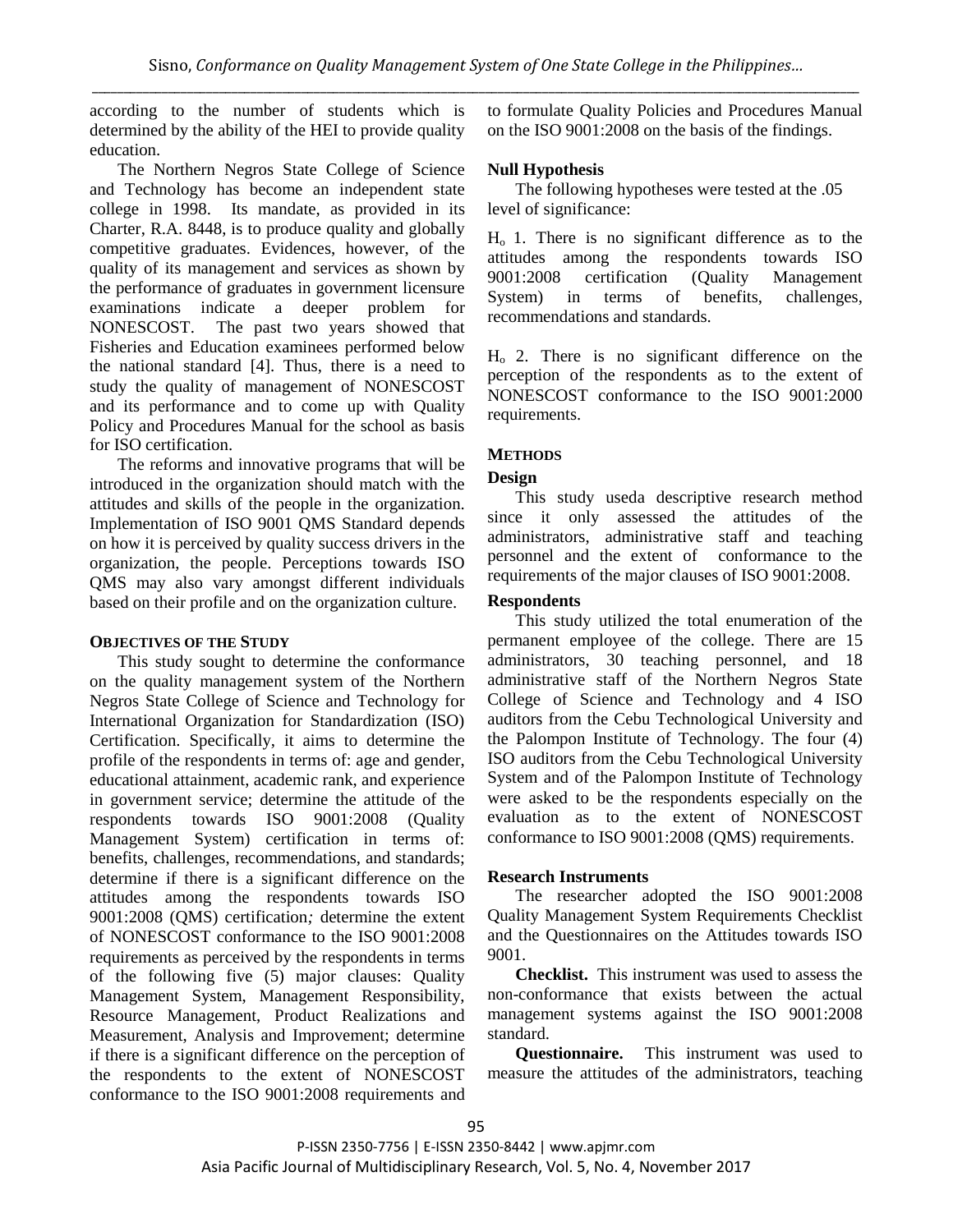according to the number of students which is determined by the ability of the HEI to provide quality education.

The Northern Negros State College of Science and Technology has become an independent state college in 1998. Its mandate, as provided in its Charter, R.A. 8448, is to produce quality and globally competitive graduates. Evidences, however, of the quality of its management and services as shown by the performance of graduates in government licensure examinations indicate a deeper problem for NONESCOST. The past two years showed that Fisheries and Education examinees performed below the national standard [4]. Thus, there is a need to study the quality of management of NONESCOST and its performance and to come up with Quality Policy and Procedures Manual for the school as basis for ISO certification.

The reforms and innovative programs that will be introduced in the organization should match with the attitudes and skills of the people in the organization. Implementation of ISO 9001 QMS Standard depends on how it is perceived by quality success drivers in the organization, the people. Perceptions towards ISO QMS may also vary amongst different individuals based on their profile and on the organization culture.

## OBJECTIVES OF THE STUDY

This study sought to determine the conformance on the quality management system of the Northern Negros State College of Science and Technology for International Organization for Standardization (ISO) Certification. Specifically, it aims to determine the profile of the respondents in terms of: age and gender, educational attainment, academic rank, and experience in government service; determine the attitude of the respondents towards ISO 9001:2008 (Quality Management System) certification in terms of: benefits, challenges, recommendations, and standards; determine if there is a significant difference on the attitudes among the respondents towards ISO 9001:2008 (QMS) certification*;* determine the extent of NONESCOST conformance to the ISO 9001:2008 requirements as perceived by the respondents in terms of the following five (5) major clauses: Quality Management System, Management Responsibility, Resource Management, Product Realizations and Measurement, Analysis and Improvement; determine if there is a significant difference on the perception of the respondents to the extent of NONESCOST conformance to the ISO 9001:2008 requirements and to formulate Quality Policies and Procedures Manual on the ISO 9001:2008 on the basis of the findings.

### Null Hypothesis

The following hypotheses were tested at the .05 level of significance:

$H_o$ 1. There is no significant difference as to the attitudes among the respondents towards ISO 9001:2008 certification (Quality Management System) in terms of benefits, challenges, recommendations and standards.

$H_o$ 2. There is no significant difference on the perception of the respondents as to the extent of NONESCOST conformance to the ISO 9001:2000 requirements.

## METHODS

### Design

This study useda descriptive research method since it only assessed the attitudes of the administrators, administrative staff and teaching personnel and the extent of conformance to the requirements of the major clauses of ISO 9001:2008.

### Respondents

This study utilized the total enumeration of the permanent employee of the college. There are 15 administrators, 30 teaching personnel, and 18 administrative staff of the Northern Negros State College of Science and Technology and 4 ISO auditors from the Cebu Technological University and the Palompon Institute of Technology. The four (4) ISO auditors from the Cebu Technological University System and of the Palompon Institute of Technology were asked to be the respondents especially on the evaluation as to the extent of NONESCOST conformance to ISO 9001:2008 (QMS) requirements.

### Research Instruments

The researcher adopted the ISO 9001:2008 Quality Management System Requirements Checklist and the Questionnaires on the Attitudes towards ISO 9001.

**Checklist.** This instrument was used to assess the non-conformance that exists between the actual management systems against the ISO 9001:2008 standard.

**Questionnaire.** This instrument was used to measure the attitudes of the administrators, teaching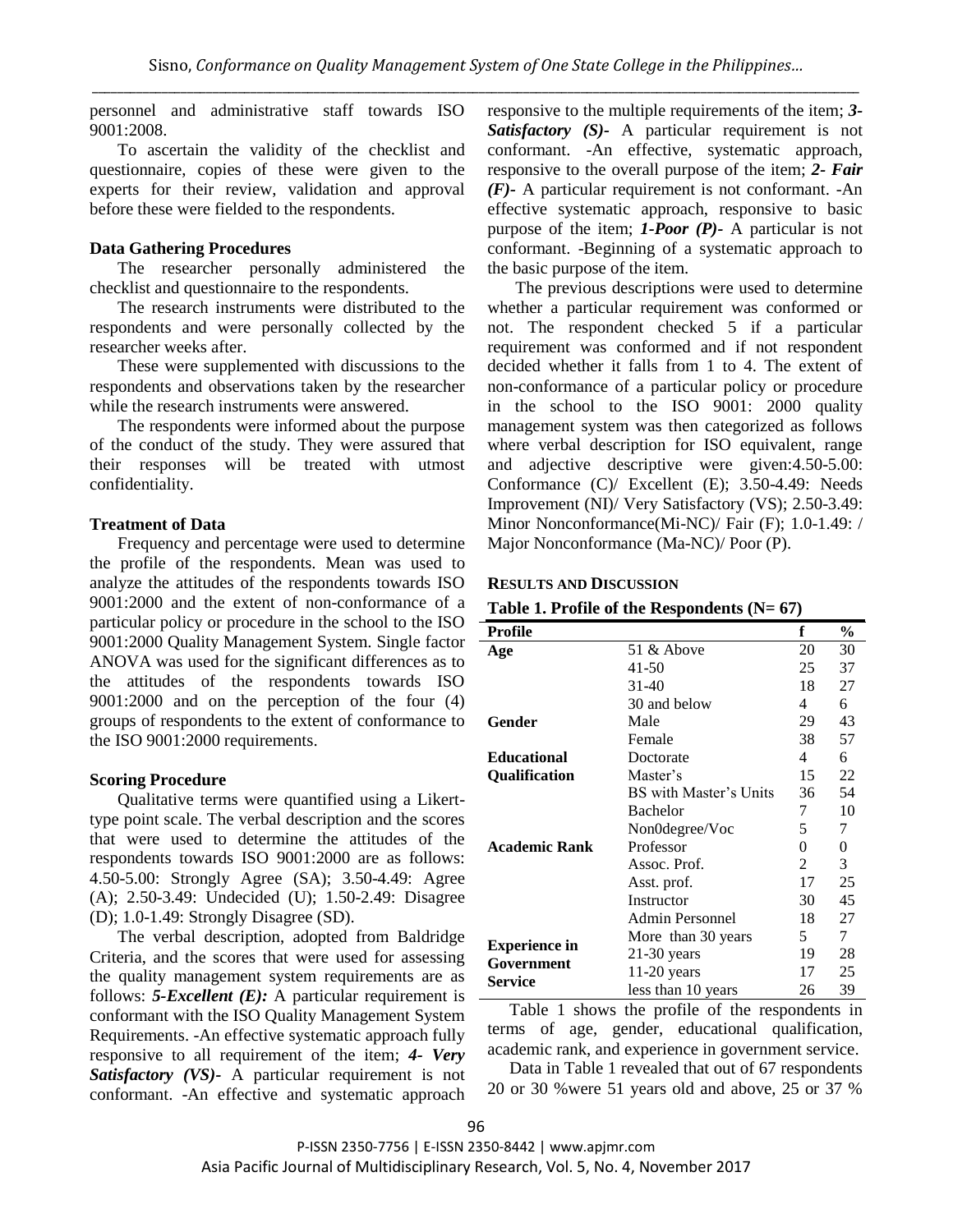personnel and administrative staff towards ISO 9001:2008.

To ascertain the validity of the checklist and questionnaire, copies of these were given to the experts for their review, validation and approval before these were fielded to the respondents.

**Data Gathering Procedures**

The researcher personally administered the checklist and questionnaire to the respondents.

The research instruments were distributed to the respondents and were personally collected by the researcher weeks after.

These were supplemented with discussions to the respondents and observations taken by the researcher while the research instruments were answered.

The respondents were informed about the purpose of the conduct of the study. They were assured that their responses will be treated with utmost confidentiality.

**Treatment of Data**

Frequency and percentage were used to determine the profile of the respondents. Mean was used to analyze the attitudes of the respondents towards ISO 9001:2000 and the extent of non-conformance of a particular policy or procedure in the school to the ISO 9001:2000 Quality Management System. Single factor ANOVA was used for the significant differences as to the attitudes of the respondents towards ISO 9001:2000 and on the perception of the four (4) groups of respondents to the extent of conformance to the ISO 9001:2000 requirements.

**Scoring Procedure**

Qualitative terms were quantified using a Likert-type point scale. The verbal description and the scores that were used to determine the attitudes of the respondents towards ISO 9001:2000 are as follows: 4.50-5.00: Strongly Agree (SA); 3.50-4.49: Agree (A); 2.50-3.49: Undecided (U); 1.50-2.49: Disagree (D); 1.0-1.49: Strongly Disagree (SD).

The verbal description, adopted from Baldridge Criteria, and the scores that were used for assessing the quality management system requirements are as follows: ***5-Excellent (E):*** A particular requirement is conformant with the ISO Quality Management System Requirements. -An effective systematic approach fully responsive to all requirement of the item; ***4- Very Satisfactory (VS)-*** A particular requirement is not conformant. -An effective and systematic approach responsive to the multiple requirements of the item; ***3-Satisfactory (S)-*** A particular requirement is not conformant. -An effective, systematic approach, responsive to the overall purpose of the item; ***2- Fair (F)-*** A particular requirement is not conformant. -An effective systematic approach, responsive to basic purpose of the item; ***1-Poor (P)-*** A particular is not conformant. -Beginning of a systematic approach to the basic purpose of the item.

The previous descriptions were used to determine whether a particular requirement was conformed or not. The respondent checked 5 if a particular requirement was conformed and if not respondent decided whether it falls from 1 to 4. The extent of non-conformance of a particular policy or procedure in the school to the ISO 9001: 2000 quality management system was then categorized as follows where verbal description for ISO equivalent, range and adjective descriptive were given:4.50-5.00: Conformance (C)/ Excellent (E); 3.50-4.49: Needs Improvement (NI)/ Very Satisfactory (VS); 2.50-3.49: Minor Nonconformance(Mi-NC)/ Fair (F); 1.0-1.49: / Major Nonconformance (Ma-NC)/ Poor (P).

## RESULTS AND DISCUSSION

**Table 1. Profile of the Respondents (N= 67)**

| Profile | | f | % |
|---|---|---|---|
| **Age** | 51 & Above | 20 | 30 |
| | 41-50 | 25 | 37 |
| | 31-40 | 18 | 27 |
| | 30 and below | 4 | 6 |
| **Gender** | Male | 29 | 43 |
| | Female | 38 | 57 |
| **Educational Qualification** | Doctorate | 4 | 6 |
| | Master's | 15 | 22 |
| | BS with Master's Units | 36 | 54 |
| | Bachelor | 7 | 10 |
| | Non0degree/Voc | 5 | 7 |
| **Academic Rank** | Professor | 0 | 0 |
| | Assoc. Prof. | 2 | 3 |
| | Asst. prof. | 17 | 25 |
| | Instructor | 30 | 45 |
| | Admin Personnel | 18 | 27 |
| **Experience in Government Service** | More than 30 years | 5 | 7 |
| | 21-30 years | 19 | 28 |
| | 11-20 years | 17 | 25 |
| | less than 10 years | 26 | 39 |

Table 1 shows the profile of the respondents in terms of age, gender, educational qualification, academic rank, and experience in government service.

Data in Table 1 revealed that out of 67 respondents 20 or 30 %were 51 years old and above, 25 or 37 %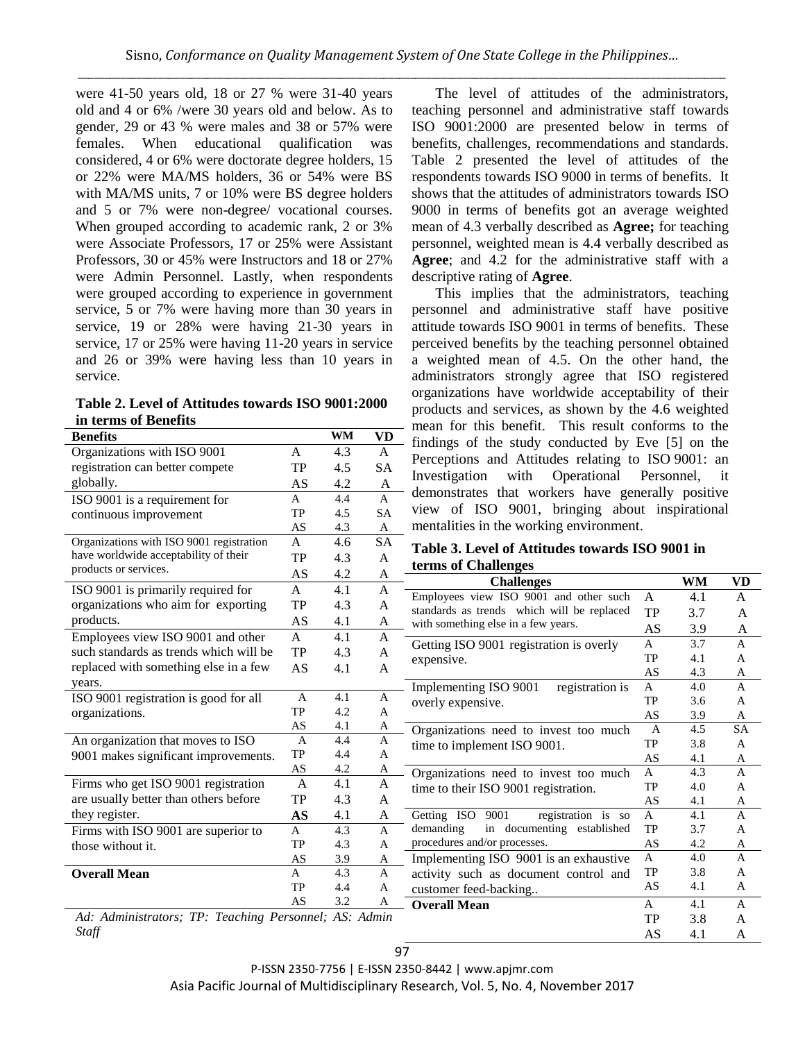were 41-50 years old, 18 or 27 % were 31-40 years old and 4 or 6% /were 30 years old and below. As to gender, 29 or 43 % were males and 38 or 57% were females. When educational qualification was considered, 4 or 6% were doctorate degree holders, 15 or 22% were MA/MS holders, 36 or 54% were BS with MA/MS units, 7 or 10% were BS degree holders and 5 or 7% were non-degree/ vocational courses. When grouped according to academic rank, 2 or 3% were Associate Professors, 17 or 25% were Assistant Professors, 30 or 45% were Instructors and 18 or 27% were Admin Personnel. Lastly, when respondents were grouped according to experience in government service, 5 or 7% were having more than 30 years in service, 19 or 28% were having 21-30 years in service, 17 or 25% were having 11-20 years in service and 26 or 39% were having less than 10 years in service.

**Table 2. Level of Attitudes towards ISO 9001:2000 in terms of Benefits**

| Benefits | | WM | VD |
|---|---|---|---|
| Organizations with ISO 9001 registration can better compete globally. | A | 4.3 | A |
| | TP | 4.5 | SA |
| | AS | 4.2 | A |
| ISO 9001 is a requirement for continuous improvement | A | 4.4 | A |
| | TP | 4.5 | SA |
| | AS | 4.3 | A |
| Organizations with ISO 9001 registration have worldwide acceptability of their products or services. | A | 4.6 | SA |
| | TP | 4.3 | A |
| | AS | 4.2 | A |
| ISO 9001 is primarily required for organizations who aim for exporting products. | A | 4.1 | A |
| | TP | 4.3 | A |
| | AS | 4.1 | A |
| Employees view ISO 9001 and other such standards as trends which will be replaced with something else in a few years. | A | 4.1 | A |
| | TP | 4.3 | A |
| | AS | 4.1 | A |
| ISO 9001 registration is good for all organizations. | A | 4.1 | A |
| | TP | 4.2 | A |
| | AS | 4.1 | A |
| An organization that moves to ISO 9001 makes significant improvements. | A | 4.4 | A |
| | TP | 4.4 | A |
| | AS | 4.2 | A |
| Firms who get ISO 9001 registration are usually better than others before they register. | A | 4.1 | A |
| | TP | 4.3 | A |
| | **AS** | 4.1 | A |
| Firms with ISO 9001 are superior to those without it. | A | 4.3 | A |
| | TP | 4.3 | A |
| | AS | 3.9 | A |
| **Overall Mean** | A | 4.3 | A |
| | TP | 4.4 | A |
| | AS | 3.2 | A |

*Ad: Administrators; TP: Teaching Personnel; AS: Admin Staff*

The level of attitudes of the administrators, teaching personnel and administrative staff towards ISO 9001:2000 are presented below in terms of benefits, challenges, recommendations and standards. Table 2 presented the level of attitudes of the respondents towards ISO 9000 in terms of benefits. It shows that the attitudes of administrators towards ISO 9000 in terms of benefits got an average weighted mean of 4.3 verbally described as **Agree;** for teaching personnel, weighted mean is 4.4 verbally described as **Agree**; and 4.2 for the administrative staff with a descriptive rating of **Agree**.

This implies that the administrators, teaching personnel and administrative staff have positive attitude towards ISO 9001 in terms of benefits. These perceived benefits by the teaching personnel obtained a weighted mean of 4.5. On the other hand, the administrators strongly agree that ISO registered organizations have worldwide acceptability of their products and services, as shown by the 4.6 weighted mean for this benefit. This result conforms to the findings of the study conducted by Eve [5] on the Perceptions and Attitudes relating to ISO 9001: an Investigation with Operational Personnel, it demonstrates that workers have generally positive view of ISO 9001, bringing about inspirational mentalities in the working environment.

**Table 3. Level of Attitudes towards ISO 9001 in terms of Challenges**

| Challenges | | WM | VD |
|---|---|---|---|
| Employees view ISO 9001 and other such standards as trends which will be replaced with something else in a few years. | A | 4.1 | A |
| | TP | 3.7 | A |
| | AS | 3.9 | A |
| Getting ISO 9001 registration is overly expensive. | A | 3.7 | A |
| | TP | 4.1 | A |
| | AS | 4.3 | A |
| Implementing ISO 9001 registration is overly expensive. | A | 4.0 | A |
| | TP | 3.6 | A |
| | AS | 3.9 | A |
| Organizations need to invest too much time to implement ISO 9001. | A | 4.5 | SA |
| | TP | 3.8 | A |
| | AS | 4.1 | A |
| Organizations need to invest too much time to their ISO 9001 registration. | A | 4.3 | A |
| | TP | 4.0 | A |
| | AS | 4.1 | A |
| Getting ISO 9001 registration is so demanding in documenting established procedures and/or processes. | A | 4.1 | A |
| | TP | 3.7 | A |
| | AS | 4.2 | A |
| Implementing ISO 9001 is an exhaustive activity such as document control and customer feed-backing.. | A | 4.0 | A |
| | TP | 3.8 | A |
| | AS | 4.1 | A |
| **Overall Mean** | A | 4.1 | A |
| | TP | 3.8 | A |
| | AS | 4.1 | A |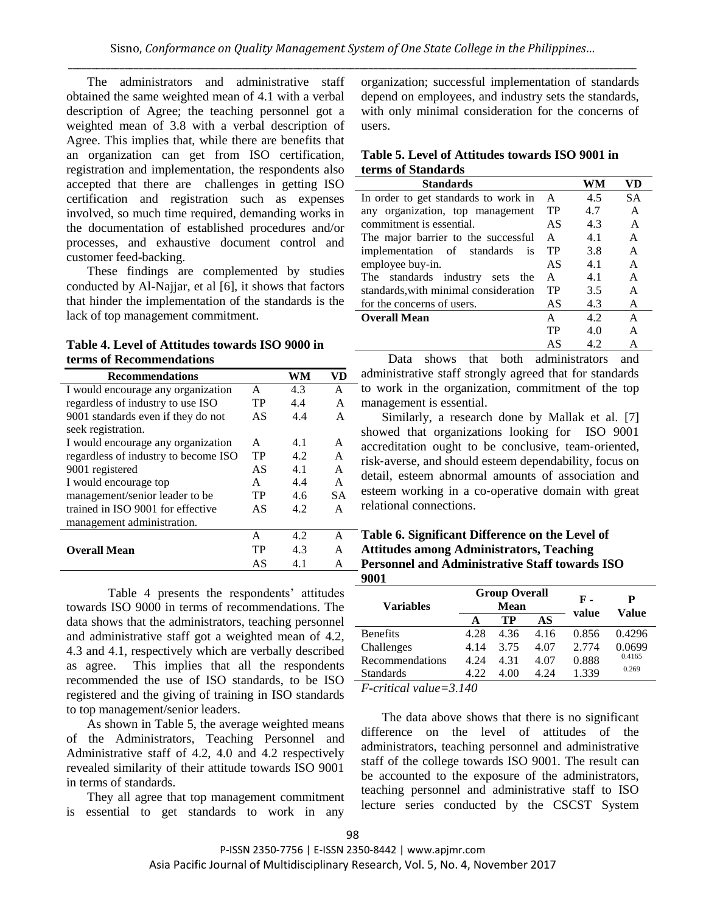The administrators and administrative staff obtained the same weighted mean of 4.1 with a verbal description of Agree; the teaching personnel got a weighted mean of 3.8 with a verbal description of Agree. This implies that, while there are benefits that an organization can get from ISO certification, registration and implementation, the respondents also accepted that there are challenges in getting ISO certification and registration such as expenses involved, so much time required, demanding works in the documentation of established procedures and/or processes, and exhaustive document control and customer feed-backing.

These findings are complemented by studies conducted by Al-Najjar, et al [6], it shows that factors that hinder the implementation of the standards is the lack of top management commitment.

**Table 4. Level of Attitudes towards ISO 9000 in terms of Recommendations**

| Recommendations | | WM | VD |
|---|---|---|---|
| I would encourage any organization regardless of industry to use ISO 9001 standards even if they do not seek registration. | A | 4.3 | A |
| | TP | 4.4 | A |
| | AS | 4.4 | A |
| I would encourage any organization regardless of industry to become ISO 9001 registered | A | 4.1 | A |
| | TP | 4.2 | A |
| | AS | 4.1 | A |
| I would encourage top management/senior leader to be trained in ISO 9001 for effective management administration. | A | 4.4 | A |
| | TP | 4.6 | SA |
| | AS | 4.2 | A |
| Overall Mean | A | 4.2 | A |
| | TP | 4.3 | A |
| | AS | 4.1 | A |

Table 4 presents the respondents' attitudes towards ISO 9000 in terms of recommendations. The data shows that the administrators, teaching personnel and administrative staff got a weighted mean of 4.2, 4.3 and 4.1, respectively which are verbally described as agree. This implies that all the respondents recommended the use of ISO standards, to be ISO registered and the giving of training in ISO standards to top management/senior leaders.

As shown in Table 5, the average weighted means of the Administrators, Teaching Personnel and Administrative staff of 4.2, 4.0 and 4.2 respectively revealed similarity of their attitude towards ISO 9001 in terms of standards.

They all agree that top management commitment is essential to get standards to work in any organization; successful implementation of standards depend on employees, and industry sets the standards, with only minimal consideration for the concerns of users.

**Table 5. Level of Attitudes towards ISO 9001 in terms of Standards**

| Standards | | WM | VD |
|---|---|---|---|
| In order to get standards to work in any organization, top management commitment is essential. | A | 4.5 | SA |
| | TP | 4.7 | A |
| | AS | 4.3 | A |
| The major barrier to the successful implementation of standards is employee buy-in. | A | 4.1 | A |
| | TP | 3.8 | A |
| | AS | 4.1 | A |
| The standards industry sets the standards,with minimal consideration for the concerns of users. | A | 4.1 | A |
| | TP | 3.5 | A |
| | AS | 4.3 | A |
| Overall Mean | A | 4.2 | A |
| | TP | 4.0 | A |
| | AS | 4.2 | A |

Data shows that both administrators and administrative staff strongly agreed that for standards to work in the organization, commitment of the top management is essential.

Similarly, a research done by Mallak et al. [7] showed that organizations looking for ISO 9001 accreditation ought to be conclusive, team-oriented, risk-averse, and should esteem dependability, focus on detail, esteem abnormal amounts of association and esteem working in a co-operative domain with great relational connections.

**Table 6. Significant Difference on the Level of Attitudes among Administrators, Teaching Personnel and Administrative Staff towards ISO 9001**

| Variables | Group Overall Mean | | | F - value | P Value |
|---|---|---|---|---|---|
| | A | TP | AS | | |
| Benefits | 4.28 | 4.36 | 4.16 | 0.856 | 0.4296 |
| Challenges | 4.14 | 3.75 | 4.07 | 2.774 | 0.0699 |
| Recommendations | 4.24 | 4.31 | 4.07 | 0.888 | 0.4165 |
| Standards | 4.22 | 4.00 | 4.24 | 1.339 | 0.269 |

*F-critical value=3.140*

The data above shows that there is no significant difference on the level of attitudes of the administrators, teaching personnel and administrative staff of the college towards ISO 9001. The result can be accounted to the exposure of the administrators, teaching personnel and administrative staff to ISO lecture series conducted by the CSCST System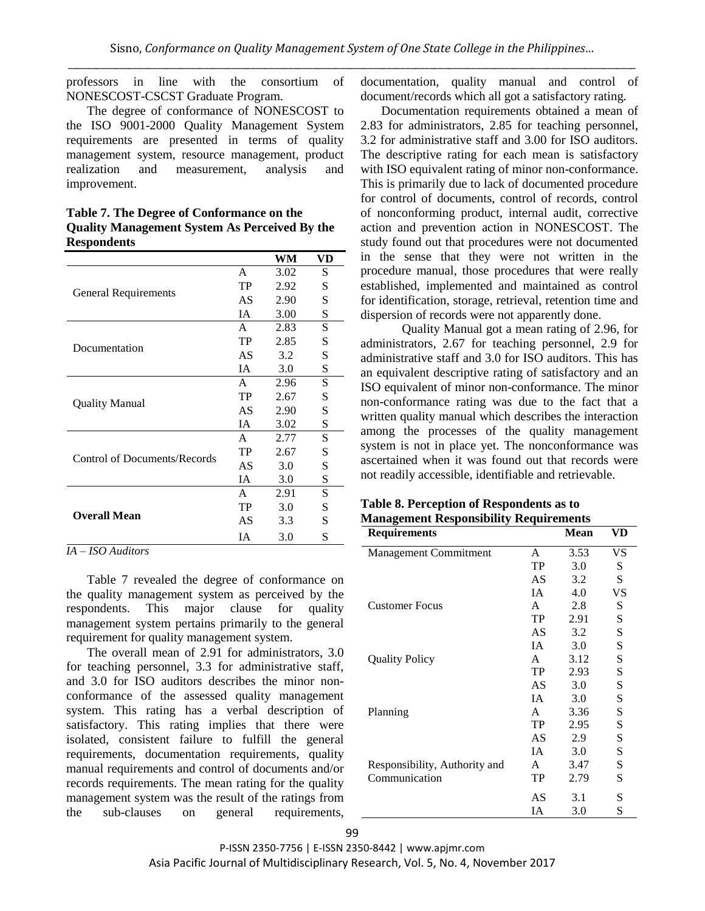professors in line with the consortium of NONESCOST-CSCST Graduate Program.

The degree of conformance of NONESCOST to the ISO 9001-2000 Quality Management System requirements are presented in terms of quality management system, resource management, product realization and measurement, analysis and improvement.

**Table 7. The Degree of Conformance on the Quality Management System As Perceived By the Respondents**

| | | WM | VD |
|---|---|---|---|
| General Requirements | A | 3.02 | S |
| | TP | 2.92 | S |
| | AS | 2.90 | S |
| | IA | 3.00 | S |
| Documentation | A | 2.83 | S |
| | TP | 2.85 | S |
| | AS | 3.2 | S |
| | IA | 3.0 | S |
| Quality Manual | A | 2.96 | S |
| | TP | 2.67 | S |
| | AS | 2.90 | S |
| | IA | 3.02 | S |
| Control of Documents/Records | A | 2.77 | S |
| | TP | 2.67 | S |
| | AS | 3.0 | S |
| | IA | 3.0 | S |
| **Overall Mean** | A | 2.91 | S |
| | TP | 3.0 | S |
| | AS | 3.3 | S |
| | IA | 3.0 | S |

*IA – ISO Auditors*

Table 7 revealed the degree of conformance on the quality management system as perceived by the respondents. This major clause for quality management system pertains primarily to the general requirement for quality management system.

The overall mean of 2.91 for administrators, 3.0 for teaching personnel, 3.3 for administrative staff, and 3.0 for ISO auditors describes the minor non-conformance of the assessed quality management system. This rating has a verbal description of satisfactory. This rating implies that there were isolated, consistent failure to fulfill the general requirements, documentation requirements, quality manual requirements and control of documents and/or records requirements. The mean rating for the quality management system was the result of the ratings from the sub-clauses on general requirements, documentation, quality manual and control of document/records which all got a satisfactory rating.

Documentation requirements obtained a mean of 2.83 for administrators, 2.85 for teaching personnel, 3.2 for administrative staff and 3.00 for ISO auditors. The descriptive rating for each mean is satisfactory with ISO equivalent rating of minor non-conformance. This is primarily due to lack of documented procedure for control of documents, control of records, control of nonconforming product, internal audit, corrective action and prevention action in NONESCOST. The study found out that procedures were not documented in the sense that they were not written in the procedure manual, those procedures that were really established, implemented and maintained as control for identification, storage, retrieval, retention time and dispersion of records were not apparently done.

Quality Manual got a mean rating of 2.96, for administrators, 2.67 for teaching personnel, 2.9 for administrative staff and 3.0 for ISO auditors. This has an equivalent descriptive rating of satisfactory and an ISO equivalent of minor non-conformance. The minor non-conformance rating was due to the fact that a written quality manual which describes the interaction among the processes of the quality management system is not in place yet. The nonconformance was ascertained when it was found out that records were not readily accessible, identifiable and retrievable.

**Table 8. Perception of Respondents as to Management Responsibility Requirements**

| Requirements | | Mean | VD |
|---|---|---|---|
| Management Commitment | A | 3.53 | VS |
| | TP | 3.0 | S |
| | AS | 3.2 | S |
| | IA | 4.0 | VS |
| Customer Focus | A | 2.8 | S |
| | TP | 2.91 | S |
| | AS | 3.2 | S |
| | IA | 3.0 | S |
| Quality Policy | A | 3.12 | S |
| | TP | 2.93 | S |
| | AS | 3.0 | S |
| | IA | 3.0 | S |
| Planning | A | 3.36 | S |
| | TP | 2.95 | S |
| | AS | 2.9 | S |
| | IA | 3.0 | S |
| Responsibility, Authority and Communication | A | 3.47 | S |
| | TP | 2.79 | S |
| | AS | 3.1 | S |
| | IA | 3.0 | S |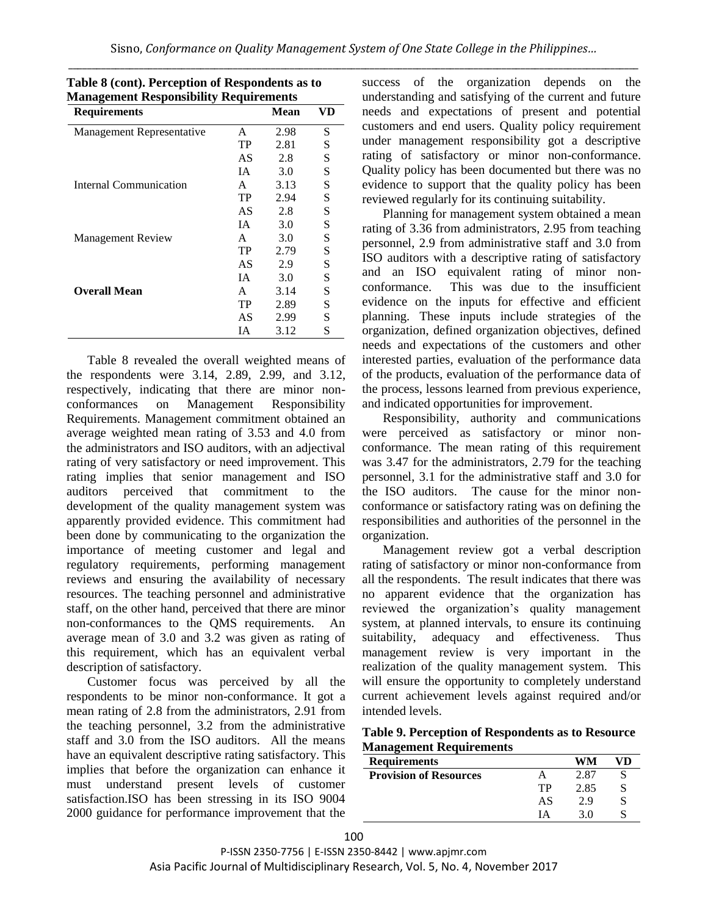**Table 8 (cont). Perception of Respondents as to Management Responsibility Requirements**

| Requirements | | Mean | VD |
|---|---|---|---|
| Management Representative | A | 2.98 | S |
| | TP | 2.81 | S |
| | AS | 2.8 | S |
| | IA | 3.0 | S |
| Internal Communication | A | 3.13 | S |
| | TP | 2.94 | S |
| | AS | 2.8 | S |
| | IA | 3.0 | S |
| Management Review | A | 3.0 | S |
| | TP | 2.79 | S |
| | AS | 2.9 | S |
| | IA | 3.0 | S |
| **Overall Mean** | A | 3.14 | S |
| | TP | 2.89 | S |
| | AS | 2.99 | S |
| | IA | 3.12 | S |

Table 8 revealed the overall weighted means of the respondents were 3.14, 2.89, 2.99, and 3.12, respectively, indicating that there are minor non-conformances on Management Responsibility Requirements. Management commitment obtained an average weighted mean rating of 3.53 and 4.0 from the administrators and ISO auditors, with an adjectival rating of very satisfactory or need improvement. This rating implies that senior management and ISO auditors perceived that commitment to the development of the quality management system was apparently provided evidence. This commitment had been done by communicating to the organization the importance of meeting customer and legal and regulatory requirements, performing management reviews and ensuring the availability of necessary resources. The teaching personnel and administrative staff, on the other hand, perceived that there are minor non-conformances to the QMS requirements. An average mean of 3.0 and 3.2 was given as rating of this requirement, which has an equivalent verbal description of satisfactory.

Customer focus was perceived by all the respondents to be minor non-conformance. It got a mean rating of 2.8 from the administrators, 2.91 from the teaching personnel, 3.2 from the administrative staff and 3.0 from the ISO auditors. All the means have an equivalent descriptive rating satisfactory. This implies that before the organization can enhance it must understand present levels of customer satisfaction.ISO has been stressing in its ISO 9004 2000 guidance for performance improvement that the success of the organization depends on the understanding and satisfying of the current and future needs and expectations of present and potential customers and end users. Quality policy requirement under management responsibility got a descriptive rating of satisfactory or minor non-conformance. Quality policy has been documented but there was no evidence to support that the quality policy has been reviewed regularly for its continuing suitability.

Planning for management system obtained a mean rating of 3.36 from administrators, 2.95 from teaching personnel, 2.9 from administrative staff and 3.0 from ISO auditors with a descriptive rating of satisfactory and an ISO equivalent rating of minor non-conformance. This was due to the insufficient evidence on the inputs for effective and efficient planning. These inputs include strategies of the organization, defined organization objectives, defined needs and expectations of the customers and other interested parties, evaluation of the performance data of the products, evaluation of the performance data of the process, lessons learned from previous experience, and indicated opportunities for improvement.

Responsibility, authority and communications were perceived as satisfactory or minor non-conformance. The mean rating of this requirement was 3.47 for the administrators, 2.79 for the teaching personnel, 3.1 for the administrative staff and 3.0 for the ISO auditors. The cause for the minor non-conformance or satisfactory rating was on defining the responsibilities and authorities of the personnel in the organization.

Management review got a verbal description rating of satisfactory or minor non-conformance from all the respondents. The result indicates that there was no apparent evidence that the organization has reviewed the organization's quality management system, at planned intervals, to ensure its continuing suitability, adequacy and effectiveness. Thus management review is very important in the realization of the quality management system. This will ensure the opportunity to completely understand current achievement levels against required and/or intended levels.

**Table 9. Perception of Respondents as to Resource Management Requirements**

| Requirements | | WM | VD |
|---|---|---|---|
| **Provision of Resources** | A | 2.87 | S |
| | TP | 2.85 | S |
| | AS | 2.9 | S |
| | IA | 3.0 | S |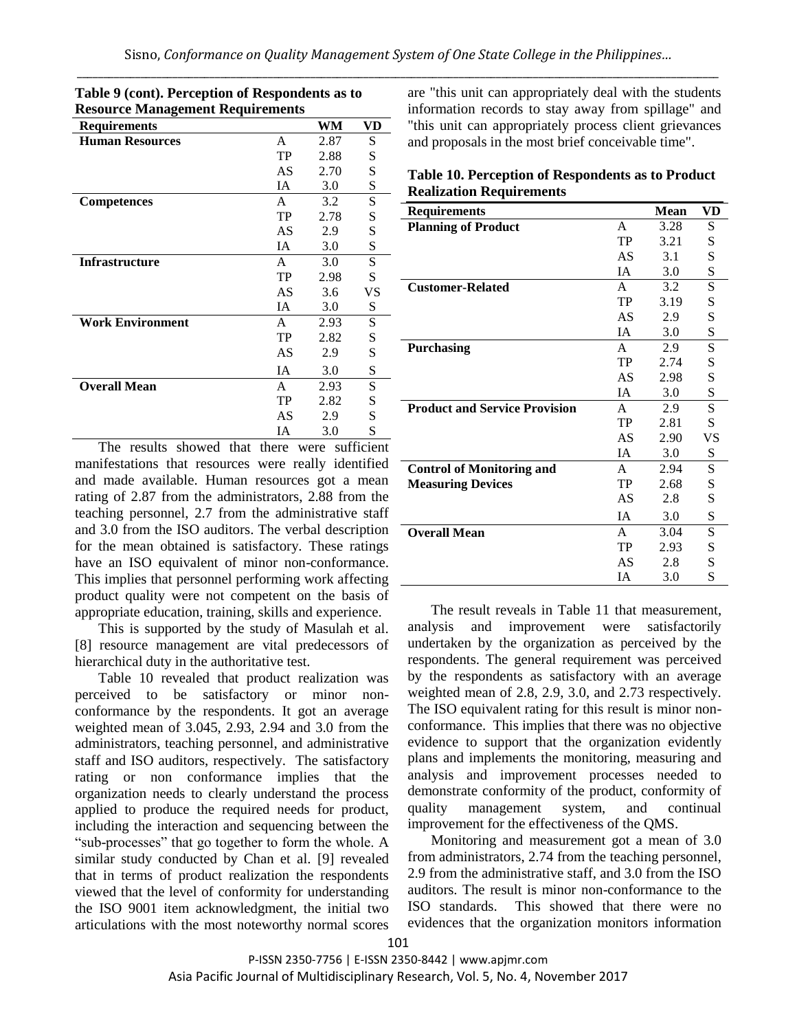**Table 9 (cont). Perception of Respondents as to Resource Management Requirements**

| Requirements | | WM | VD |
|---|---|---|---|
| **Human Resources** | A | 2.87 | S |
| | TP | 2.88 | S |
| | AS | 2.70 | S |
| | IA | 3.0 | S |
| **Competences** | A | 3.2 | S |
| | TP | 2.78 | S |
| | AS | 2.9 | S |
| | IA | 3.0 | S |
| **Infrastructure** | A | 3.0 | S |
| | TP | 2.98 | S |
| | AS | 3.6 | VS |
| | IA | 3.0 | S |
| **Work Environment** | A | 2.93 | S |
| | TP | 2.82 | S |
| | AS | 2.9 | S |
| | IA | 3.0 | S |
| **Overall Mean** | A | 2.93 | S |
| | TP | 2.82 | S |
| | AS | 2.9 | S |
| | IA | 3.0 | S |

The results showed that there were sufficient manifestations that resources were really identified and made available. Human resources got a mean rating of 2.87 from the administrators, 2.88 from the teaching personnel, 2.7 from the administrative staff and 3.0 from the ISO auditors. The verbal description for the mean obtained is satisfactory. These ratings have an ISO equivalent of minor non-conformance. This implies that personnel performing work affecting product quality were not competent on the basis of appropriate education, training, skills and experience.

This is supported by the study of Masulah et al. [8] resource management are vital predecessors of hierarchical duty in the authoritative test.

Table 10 revealed that product realization was perceived to be satisfactory or minor non-conformance by the respondents. It got an average weighted mean of 3.045, 2.93, 2.94 and 3.0 from the administrators, teaching personnel, and administrative staff and ISO auditors, respectively. The satisfactory rating or non conformance implies that the organization needs to clearly understand the process applied to produce the required needs for product, including the interaction and sequencing between the "sub-processes" that go together to form the whole. A similar study conducted by Chan et al. [9] revealed that in terms of product realization the respondents viewed that the level of conformity for understanding the ISO 9001 item acknowledgment, the initial two articulations with the most noteworthy normal scores are "this unit can appropriately deal with the students information records to stay away from spillage" and "this unit can appropriately process client grievances and proposals in the most brief conceivable time".

**Table 10. Perception of Respondents as to Product Realization Requirements**

| Requirements | | Mean | VD |
|---|---|---|---|
| **Planning of Product** | A | 3.28 | S |
| | TP | 3.21 | S |
| | AS | 3.1 | S |
| | IA | 3.0 | S |
| **Customer-Related** | A | 3.2 | S |
| | TP | 3.19 | S |
| | AS | 2.9 | S |
| | IA | 3.0 | S |
| **Purchasing** | A | 2.9 | S |
| | TP | 2.74 | S |
| | AS | 2.98 | S |
| | IA | 3.0 | S |
| **Product and Service Provision** | A | 2.9 | S |
| | TP | 2.81 | S |
| | AS | 2.90 | VS |
| | IA | 3.0 | S |
| **Control of Monitoring and Measuring Devices** | A | 2.94 | S |
| | TP | 2.68 | S |
| | AS | 2.8 | S |
| | IA | 3.0 | S |
| **Overall Mean** | A | 3.04 | S |
| | TP | 2.93 | S |
| | AS | 2.8 | S |
| | IA | 3.0 | S |

The result reveals in Table 11 that measurement, analysis and improvement were satisfactorily undertaken by the organization as perceived by the respondents. The general requirement was perceived by the respondents as satisfactory with an average weighted mean of 2.8, 2.9, 3.0, and 2.73 respectively. The ISO equivalent rating for this result is minor non-conformance. This implies that there was no objective evidence to support that the organization evidently plans and implements the monitoring, measuring and analysis and improvement processes needed to demonstrate conformity of the product, conformity of quality management system, and continual improvement for the effectiveness of the QMS.

Monitoring and measurement got a mean of 3.0 from administrators, 2.74 from the teaching personnel, 2.9 from the administrative staff, and 3.0 from the ISO auditors. The result is minor non-conformance to the ISO standards. This showed that there were no evidences that the organization monitors information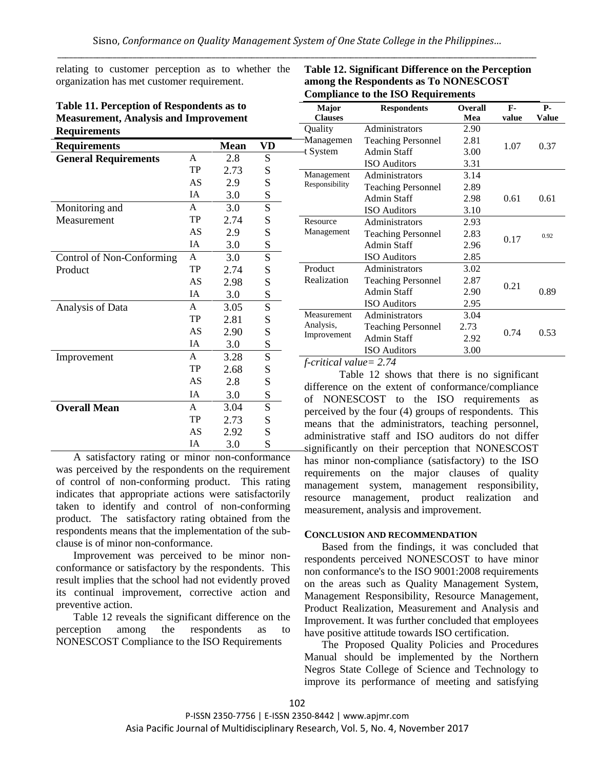relating to customer perception as to whether the organization has met customer requirement.

**Table 11. Perception of Respondents as to Measurement, Analysis and Improvement Requirements**

| Requirements | | Mean | VD |
|---|---|---|---|
| **General Requirements** | A | 2.8 | S |
| | TP | 2.73 | S |
| | AS | 2.9 | S |
| | IA | 3.0 | S |
| Monitoring and Measurement | A | 3.0 | S |
| | TP | 2.74 | S |
| | AS | 2.9 | S |
| | IA | 3.0 | S |
| Control of Non-Conforming Product | A | 3.0 | S |
| | TP | 2.74 | S |
| | AS | 2.98 | S |
| | IA | 3.0 | S |
| Analysis of Data | A | 3.05 | S |
| | TP | 2.81 | S |
| | AS | 2.90 | S |
| | IA | 3.0 | S |
| Improvement | A | 3.28 | S |
| | TP | 2.68 | S |
| | AS | 2.8 | S |
| | IA | 3.0 | S |
| **Overall Mean** | A | 3.04 | S |
| | TP | 2.73 | S |
| | AS | 2.92 | S |
| | IA | 3.0 | S |

A satisfactory rating or minor non-conformance was perceived by the respondents on the requirement of control of non-conforming product. This rating indicates that appropriate actions were satisfactorily taken to identify and control of non-conforming product. The satisfactory rating obtained from the respondents means that the implementation of the sub-clause is of minor non-conformance.

Improvement was perceived to be minor non-conformance or satisfactory by the respondents. This result implies that the school had not evidently proved its continual improvement, corrective action and preventive action.

Table 12 reveals the significant difference on the perception among the respondents as to NONESCOST Compliance to the ISO Requirements

**Table 12. Significant Difference on the Perception among the Respondents as To NONESCOST Compliance to the ISO Requirements**

| Major Clauses | Respondents | Overall Mea | F-value | P-Value |
|---|---|---|---|---|
| Quality Management System | Administrators | 2.90 | 1.07 | 0.37 |
| | Teaching Personnel | 2.81 | | |
| | Admin Staff | 3.00 | | |
| | ISO Auditors | 3.31 | | |
| Management Responsibility | Administrators | 3.14 | 0.61 | 0.61 |
| | Teaching Personnel | 2.89 | | |
| | Admin Staff | 2.98 | | |
| | ISO Auditors | 3.10 | | |
| Resource Management | Administrators | 2.93 | 0.17 | 0.92 |
| | Teaching Personnel | 2.83 | | |
| | Admin Staff | 2.96 | | |
| | ISO Auditors | 2.85 | | |
| Product Realization | Administrators | 3.02 | 0.21 | 0.89 |
| | Teaching Personnel | 2.87 | | |
| | Admin Staff | 2.90 | | |
| | ISO Auditors | 2.95 | | |
| Measurement Analysis, Improvement | Administrators | 3.04 | 0.74 | 0.53 |
| | Teaching Personnel | 2.73 | | |
| | Admin Staff | 2.92 | | |
| | ISO Auditors | 3.00 | | |

*f-critical value= 2.74*

Table 12 shows that there is no significant difference on the extent of conformance/compliance of NONESCOST to the ISO requirements as perceived by the four (4) groups of respondents. This means that the administrators, teaching personnel, administrative staff and ISO auditors do not differ significantly on their perception that NONESCOST has minor non-compliance (satisfactory) to the ISO requirements on the major clauses of quality management system, management responsibility, resource management, product realization and measurement, analysis and improvement.

## CONCLUSION AND RECOMMENDATION

Based from the findings, it was concluded that respondents perceived NONESCOST to have minor non conformance's to the ISO 9001:2008 requirements on the areas such as Quality Management System, Management Responsibility, Resource Management, Product Realization, Measurement and Analysis and Improvement. It was further concluded that employees have positive attitude towards ISO certification.

The Proposed Quality Policies and Procedures Manual should be implemented by the Northern Negros State College of Science and Technology to improve its performance of meeting and satisfying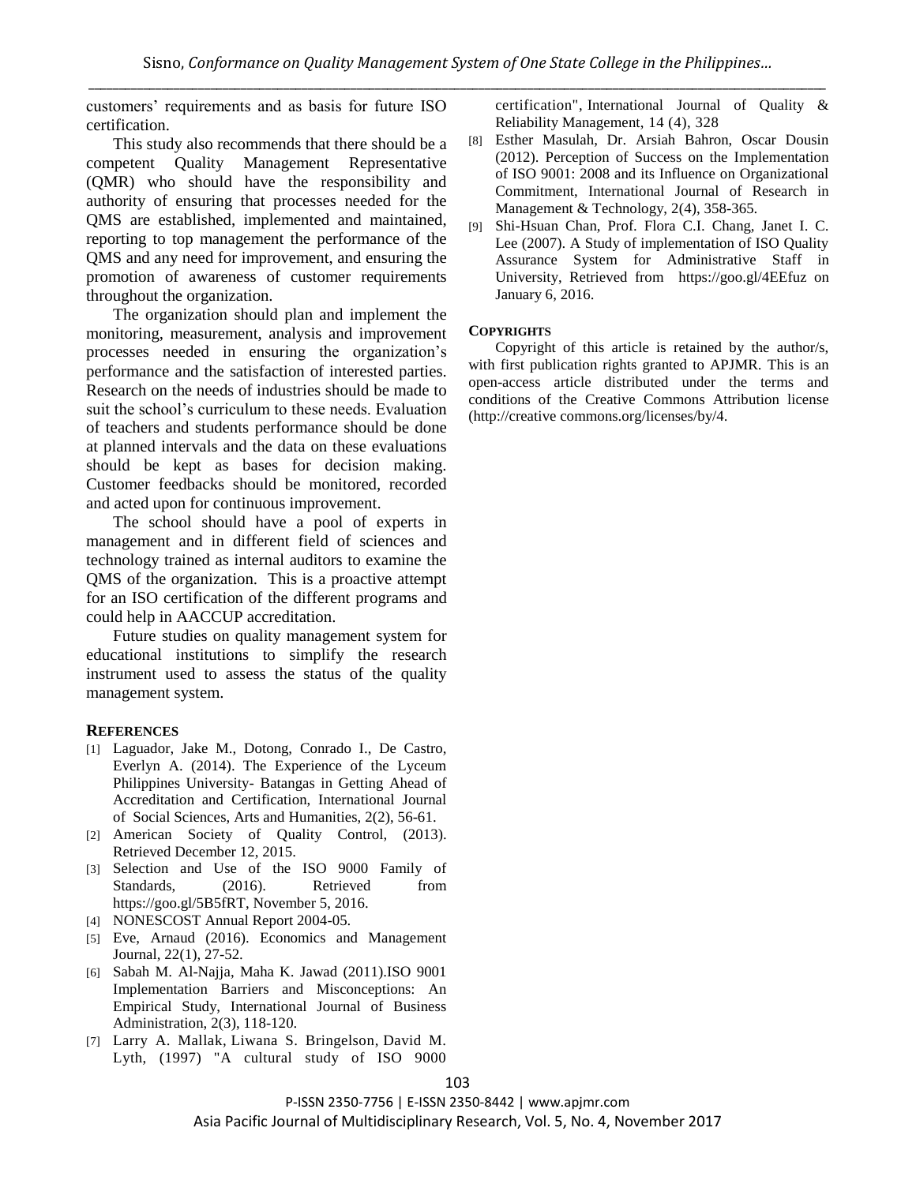customers' requirements and as basis for future ISO certification.

This study also recommends that there should be a competent Quality Management Representative (QMR) who should have the responsibility and authority of ensuring that processes needed for the QMS are established, implemented and maintained, reporting to top management the performance of the QMS and any need for improvement, and ensuring the promotion of awareness of customer requirements throughout the organization.

The organization should plan and implement the monitoring, measurement, analysis and improvement processes needed in ensuring the organization's performance and the satisfaction of interested parties. Research on the needs of industries should be made to suit the school's curriculum to these needs. Evaluation of teachers and students performance should be done at planned intervals and the data on these evaluations should be kept as bases for decision making. Customer feedbacks should be monitored, recorded and acted upon for continuous improvement.

The school should have a pool of experts in management and in different field of sciences and technology trained as internal auditors to examine the QMS of the organization. This is a proactive attempt for an ISO certification of the different programs and could help in AACCUP accreditation.

Future studies on quality management system for educational institutions to simplify the research instrument used to assess the status of the quality management system.

## REFERENCES

[1] Laguador, Jake M., Dotong, Conrado I., De Castro, Everlyn A. (2014). The Experience of the Lyceum Philippines University- Batangas in Getting Ahead of Accreditation and Certification, International Journal of Social Sciences, Arts and Humanities, 2(2), 56-61.

[2] American Society of Quality Control, (2013). Retrieved December 12, 2015.

[3] Selection and Use of the ISO 9000 Family of Standards, (2016). Retrieved from https://goo.gl/5B5fRT, November 5, 2016.

[4] NONESCOST Annual Report 2004-05.

[5] Eve, Arnaud (2016). Economics and Management Journal, 22(1), 27-52.

[6] Sabah M. Al-Najja, Maha K. Jawad (2011).ISO 9001 Implementation Barriers and Misconceptions: An Empirical Study, International Journal of Business Administration, 2(3), 118-120.

[7] Larry A. Mallak, Liwana S. Bringelson, David M. Lyth, (1997) "A cultural study of ISO 9000 certification", International Journal of Quality & Reliability Management, 14 (4), 328

[8] Esther Masulah, Dr. Arsiah Bahron, Oscar Dousin (2012). Perception of Success on the Implementation of ISO 9001: 2008 and its Influence on Organizational Commitment, International Journal of Research in Management & Technology, 2(4), 358-365.

[9] Shi-Hsuan Chan, Prof. Flora C.I. Chang, Janet I. C. Lee (2007). A Study of implementation of ISO Quality Assurance System for Administrative Staff in University, Retrieved from https://goo.gl/4EEfuz on January 6, 2016.

## COPYRIGHTS

Copyright of this article is retained by the author/s, with first publication rights granted to APJMR. This is an open-access article distributed under the terms and conditions of the Creative Commons Attribution license (http://creative commons.org/licenses/by/4.